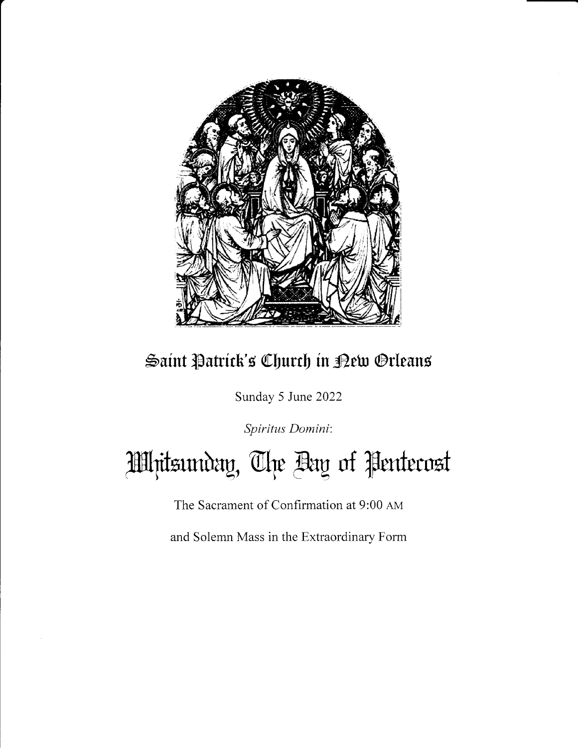# Saint Patrick's Church in New Orleans

Sunday 5 June 2022

*Spiritus Domini*:

# Whitsunday, The Day of Pentecost

The Sacrament of Confirmation at 9:00 AM

and Solemn Mass in the Extraordinary Form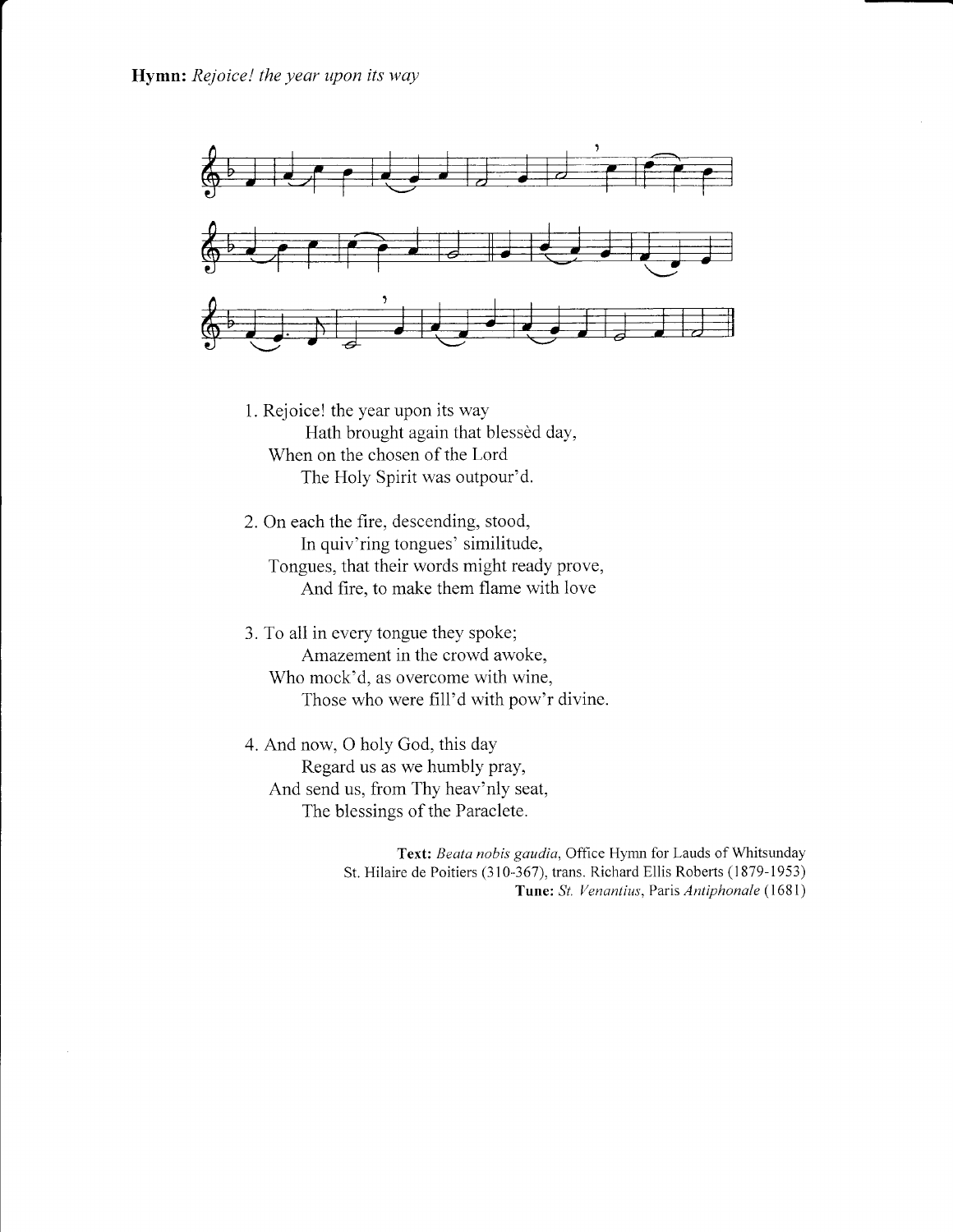**Hymn:** *Rejoice! the year upon its way*

1. Rejoice! the year upon its way
   Hath brought again that blessèd day,
   When on the chosen of the Lord
   The Holy Spirit was outpour'd.

2. On each the fire, descending, stood,
   In quiv'ring tongues' similitude,
   Tongues, that their words might ready prove,
   And fire, to make them flame with love

3. To all in every tongue they spoke;
   Amazement in the crowd awoke,
   Who mock'd, as overcome with wine,
   Those who were fill'd with pow'r divine.

4. And now, O holy God, this day
   Regard us as we humbly pray,
   And send us, from Thy heav'nly seat,
   The blessings of the Paraclete.

**Text:** *Beata nobis gaudia*, Office Hymn for Lauds of Whitsunday
St. Hilaire de Poitiers (310-367), trans. Richard Ellis Roberts (1879-1953)
**Tune:** *St. Venantius*, Paris *Antiphonale* (1681)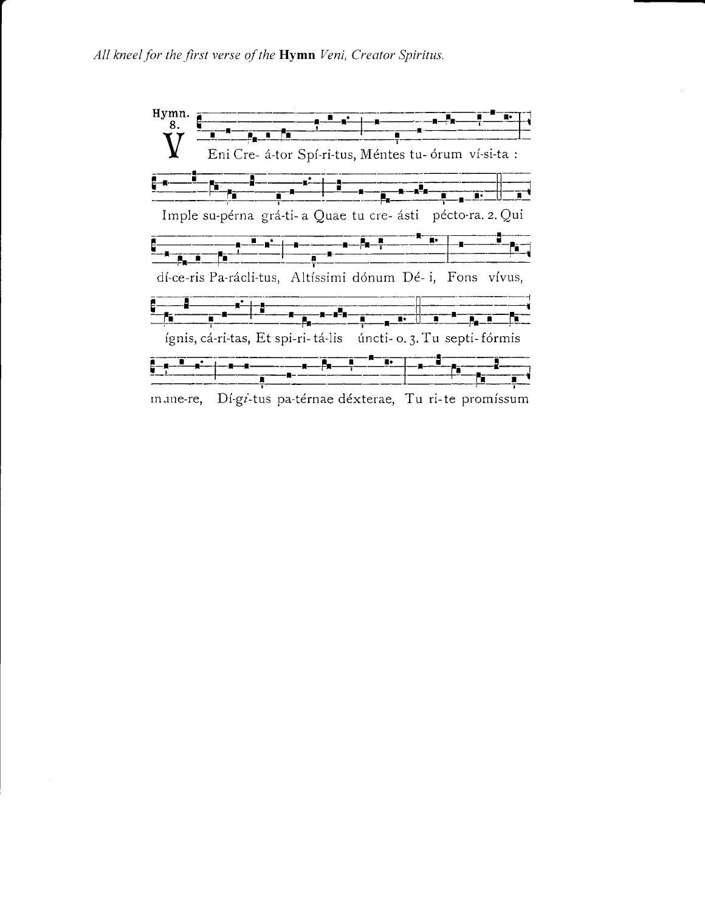*All kneel for the first verse of the* **Hymn** *Veni, Creator Spiritus.*

Hymn. 8.

V Eni Cre- á-tor Spí-ri-tus, Méntes tu- órum ví-si-ta :

Imple su-pérna grá-ti- a Quae tu cre- ásti péctо-ra. 2. Qui

dí-ce-ris Pa-rácli-tus, Altíssimi dónum Dé- i, Fons vívus,

ígnis, cá-ri-tas, Et spi-ri- tá-lis úncti- o. 3. Tu septi- fórmis

múne-re, Dí-gi-tus pa-térnae déxterae, Tu ri-te promíssum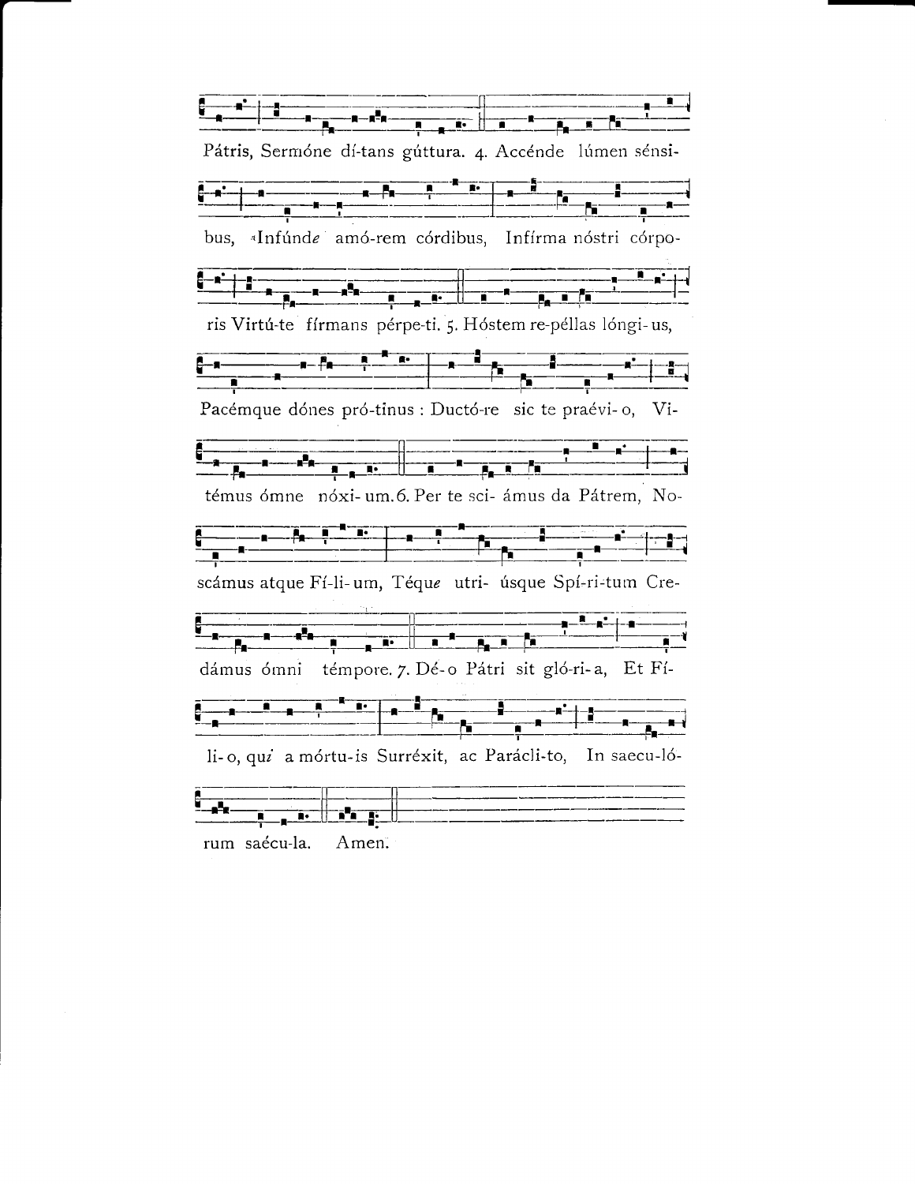Pátris, Sermóne dí-tans gúttura. 4. Accénde lúmen sénsi-

bus, Infúnd*e* amó-rem córdibus, Infírma nóstri córpo-

ris Virtú-te fírmans pérpe-ti. 5. Hóstem re-péllas lóngi- us,

Pacémque dónes pró-tinus : Ductó-re sic te praévi- o, Vi-

témus ómne nóxi- um. 6. Per te sci- ámus da Pátrem, No-

scámus atque Fí-li- um, Téqu*e* utri- úsque Spí-ri-tum Cre-

dámus ómni témpore. 7. Dé- o Pátri sit gló-ri- a, Et Fí-

li- o, qu*i* a mórtu-is Surréxit, ac Parácli-to, In saecu-ló-

rum saécu-la. Amen.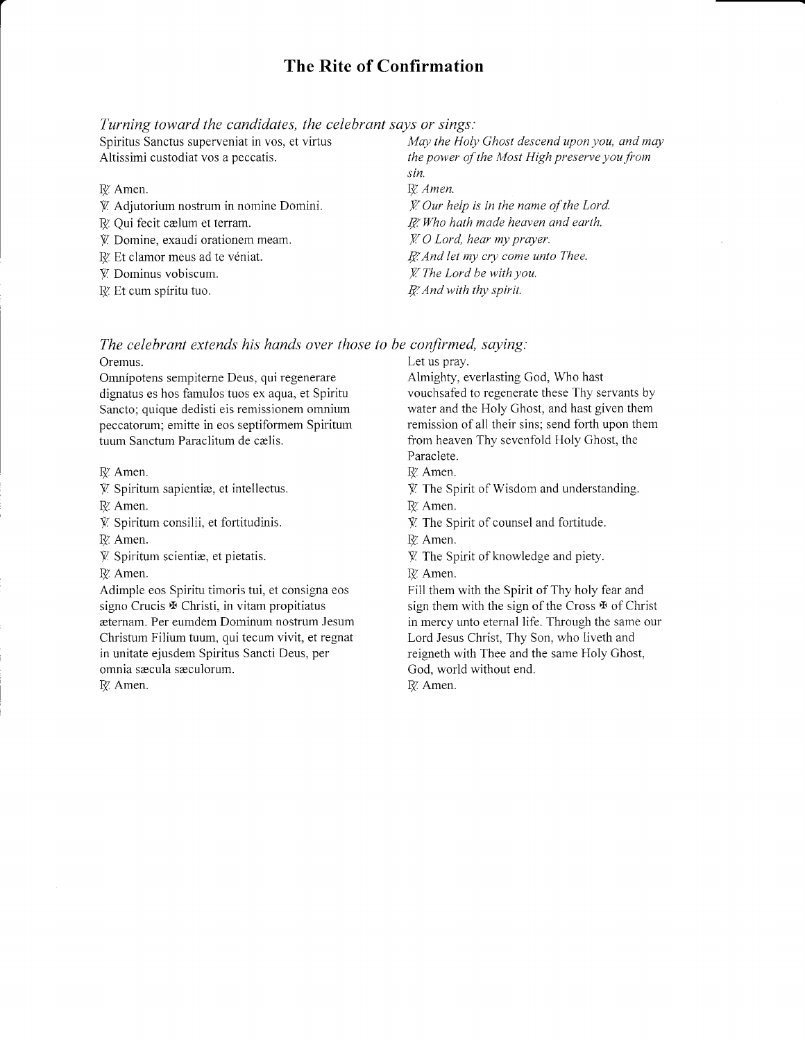# The Rite of Confirmation

*Turning toward the candidates, the celebrant says or sings:*

Spiritus Sanctus superveniat in vos, et virtus Altissimi custodiat vos a peccatis.

*May the Holy Ghost descend upon you, and may the power of the Most High preserve you from sin.*

℟ Amen.

*℟ Amen.*

℣ Adjutorium nostrum in nomine Domini.

*℣ Our help is in the name of the Lord.*

℟ Qui fecit cælum et terram.

*℟ Who hath made heaven and earth.*

℣ Domine, exaudi orationem meam.

*℣ O Lord, hear my prayer.*

℟ Et clamor meus ad te véniat.

*℟ And let my cry come unto Thee.*

℣ Dominus vobiscum.

*℣ The Lord be with you.*

℟ Et cum spíritu tuo.

*℟ And with thy spirit.*

*The celebrant extends his hands over those to be confirmed, saying:*

Oremus.

Omnípotens sempiterne Deus, qui regenerare dignatus es hos famulos tuos ex aqua, et Spiritu Sancto; quique dedisti eis remissionem omnium peccatorum; emitte in eos septiformem Spiritum tuum Sanctum Paraclitum de cælis.

Let us pray.

Almighty, everlasting God, Who hast vouchsafed to regenerate these Thy servants by water and the Holy Ghost, and hast given them remission of all their sins; send forth upon them from heaven Thy sevenfold Holy Ghost, the Paraclete.

℟ Amen.

℟ Amen.

℣ Spiritum sapientiæ, et intellectus.

℣ The Spirit of Wisdom and understanding.

℟ Amen.

℟ Amen.

℣ Spiritum consilii, et fortitudinis.

℣ The Spirit of counsel and fortitude.

℟ Amen.

℟ Amen.

℣ Spiritum scientiæ, et pietatis.

℣ The Spirit of knowledge and piety.

℟ Amen.

℟ Amen.

Adimple eos Spiritu timoris tui, et consigna eos signo Crucis ✠ Christi, in vitam propitiatus æternam. Per eumdem Dominum nostrum Jesum Christum Filium tuum, qui tecum vivit, et regnat in unitate ejusdem Spiritus Sancti Deus, per omnia sæcula sæculorum.

℟ Amen.

Fill them with the Spirit of Thy holy fear and sign them with the sign of the Cross ✠ of Christ in mercy unto eternal life. Through the same our Lord Jesus Christ, Thy Son, who liveth and reigneth with Thee and the same Holy Ghost, God, world without end.

℟ Amen.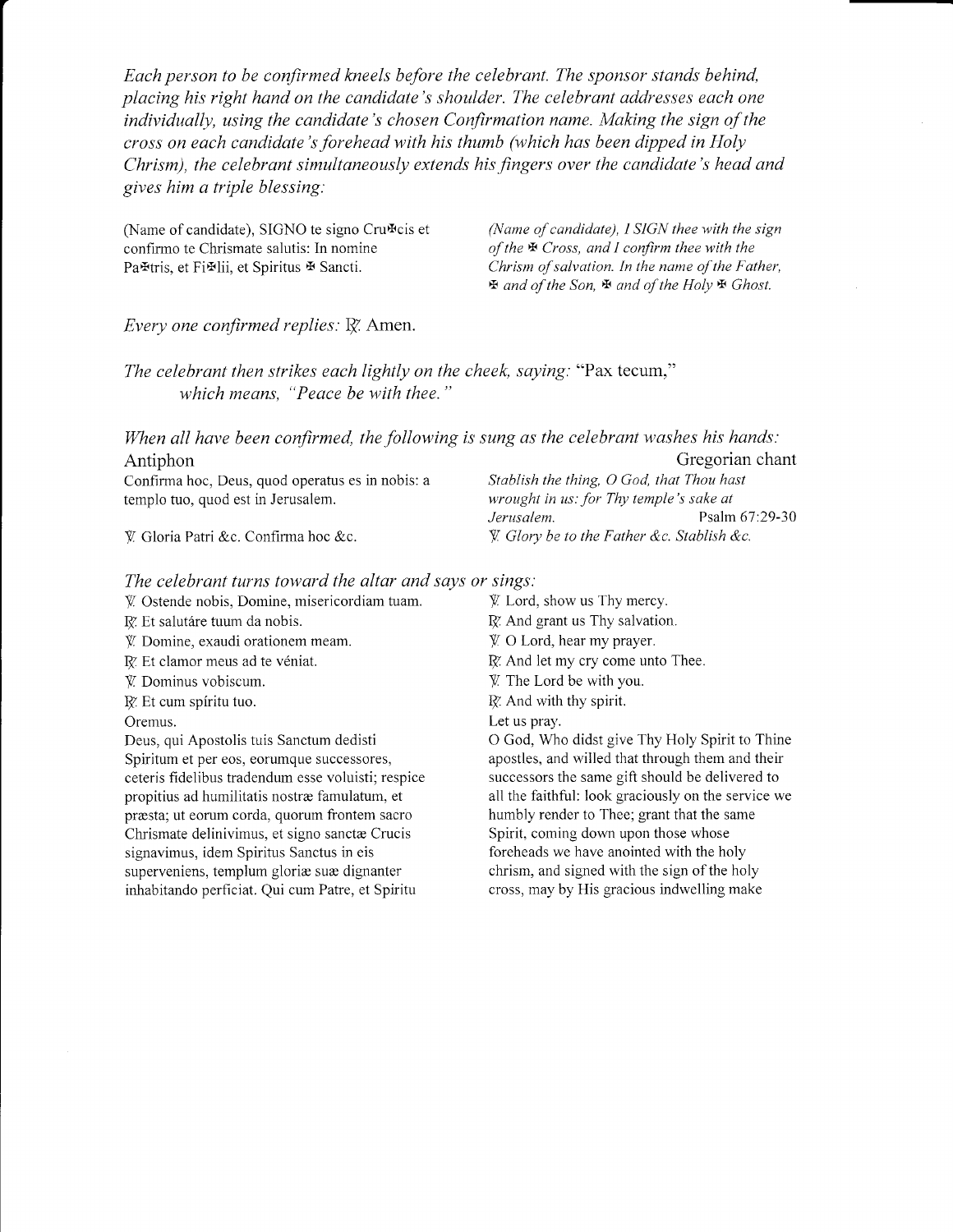*Each person to be confirmed kneels before the celebrant. The sponsor stands behind, placing his right hand on the candidate's shoulder. The celebrant addresses each one individually, using the candidate's chosen Confirmation name. Making the sign of the cross on each candidate's forehead with his thumb (which has been dipped in Holy Chrism), the celebrant simultaneously extends his fingers over the candidate's head and gives him a triple blessing:*

(Name of candidate), SIGNO te signo Cru✠cis et confirmo te Chrismate salutis: In nomine Pa✠tris, et Fi✠lii, et Spiritus ✠ Sancti.

*(Name of candidate), I SIGN thee with the sign of the ✠ Cross, and I confirm thee with the Chrism of salvation. In the name of the Father, ✠ and of the Son, ✠ and of the Holy ✠ Ghost.*

*Every one confirmed replies:* ℟. Amen.

*The celebrant then strikes each lightly on the cheek, saying:* "Pax tecum," *which means, "Peace be with thee."*

*When all have been confirmed, the following is sung as the celebrant washes his hands:*

Antiphon — Gregorian chant

Confirma hoc, Deus, quod operatus es in nobis: a templo tuo, quod est in Jerusalem.

*Stablish the thing, O God, that Thou hast wrought in us: for Thy temple's sake at Jerusalem.* Psalm 67:29-30

℣. Gloria Patri &c. Confirma hoc &c.

*℣. Glory be to the Father &c. Stablish &c.*

*The celebrant turns toward the altar and says or sings:*

| | |
|---|---|
| ℣. Ostende nobis, Domine, misericordiam tuam. | ℣. Lord, show us Thy mercy. |
| ℟. Et salutáre tuum da nobis. | ℟. And grant us Thy salvation. |
| ℣. Domine, exaudi orationem meam. | ℣. O Lord, hear my prayer. |
| ℟. Et clamor meus ad te véniat. | ℟. And let my cry come unto Thee. |
| ℣. Dominus vobiscum. | ℣. The Lord be with you. |
| ℟. Et cum spíritu tuo. | ℟. And with thy spirit. |
| Oremus. | Let us pray. |

Deus, qui Apostolis tuis Sanctum dedisti Spiritum et per eos, eorumque successores, ceteris fidelibus tradendum esse voluisti; respice propitius ad humilitatis nostræ famulatum, et præsta; ut eorum corda, quorum frontem sacro Chrismate delinivimus, et signo sanctæ Crucis signavimus, idem Spiritus Sanctus in eis superveniens, templum gloriæ suæ dignanter inhabitando perficiat. Qui cum Patre, et Spiritu

O God, Who didst give Thy Holy Spirit to Thine apostles, and willed that through them and their successors the same gift should be delivered to all the faithful: look graciously on the service we humbly render to Thee; grant that the same Spirit, coming down upon those whose foreheads we have anointed with the holy chrism, and signed with the sign of the holy cross, may by His gracious indwelling make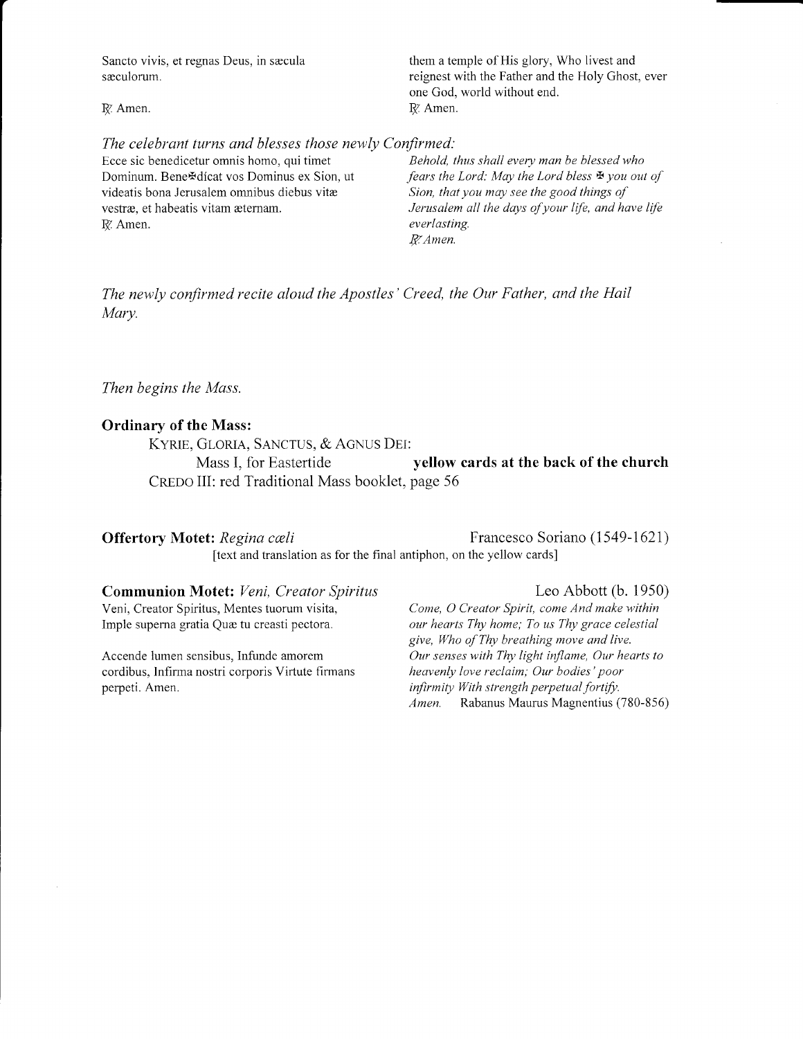Sancto vivis, et regnas Deus, in sæcula sæculorum.

℟ Amen.

them a temple of His glory, Who livest and reignest with the Father and the Holy Ghost, ever one God, world without end.

℟ Amen.

*The celebrant turns and blesses those newly Confirmed:*

Ecce sic benedicetur omnis homo, qui timet Dominum. Bene✠dícat vos Dominus ex Sion, ut videatis bona Jerusalem omnibus diebus vitæ vestræ, et habeatis vitam æternam.
℟ Amen.

*Behold, thus shall every man be blessed who fears the Lord: May the Lord bless ✠ you out of Sion, that you may see the good things of Jerusalem all the days of your life, and have life everlasting.*
*℟ Amen.*

*The newly confirmed recite aloud the Apostles' Creed, the Our Father, and the Hail Mary.*

*Then begins the Mass.*

**Ordinary of the Mass:**

KYRIE, GLORIA, SANCTUS, & AGNUS DEI:
Mass I, for Eastertide **yellow cards at the back of the church**
CREDO III: red Traditional Mass booklet, page 56

**Offertory Motet:** *Regina cœli* Francesco Soriano (1549-1621)

[text and translation as for the final antiphon, on the yellow cards]

**Communion Motet:** *Veni, Creator Spiritus* Leo Abbott (b. 1950)

Veni, Creator Spiritus, Mentes tuorum visita, Imple superna gratia Quæ tu creasti pectora.

Accende lumen sensibus, Infunde amorem cordibus, Infirma nostri corporis Virtute firmans perpeti. Amen.

*Come, O Creator Spirit, come And make within our hearts Thy home; To us Thy grace celestial give, Who of Thy breathing move and live.*
*Our senses with Thy light inflame, Our hearts to heavenly love reclaim; Our bodies' poor infirmity With strength perpetual fortify.*
*Amen.* Rabanus Maurus Magnentius (780-856)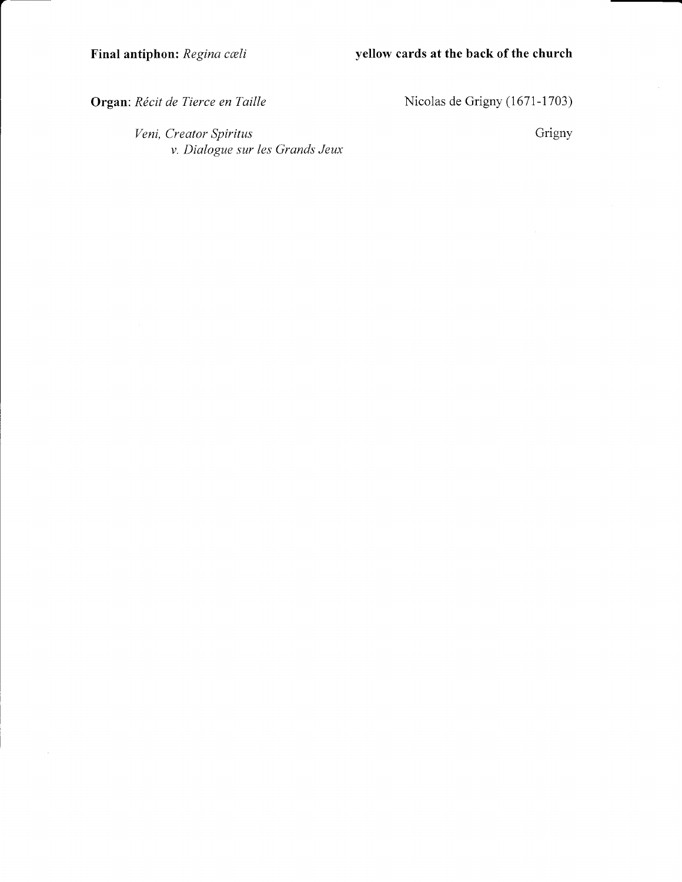**Final antiphon:** *Regina cœli* **yellow cards at the back of the church**

**Organ**: *Récit de Tierce en Taille* Nicolas de Grigny (1671-1703)

*Veni, Creator Spiritus* Grigny
*v. Dialogue sur les Grands Jeux*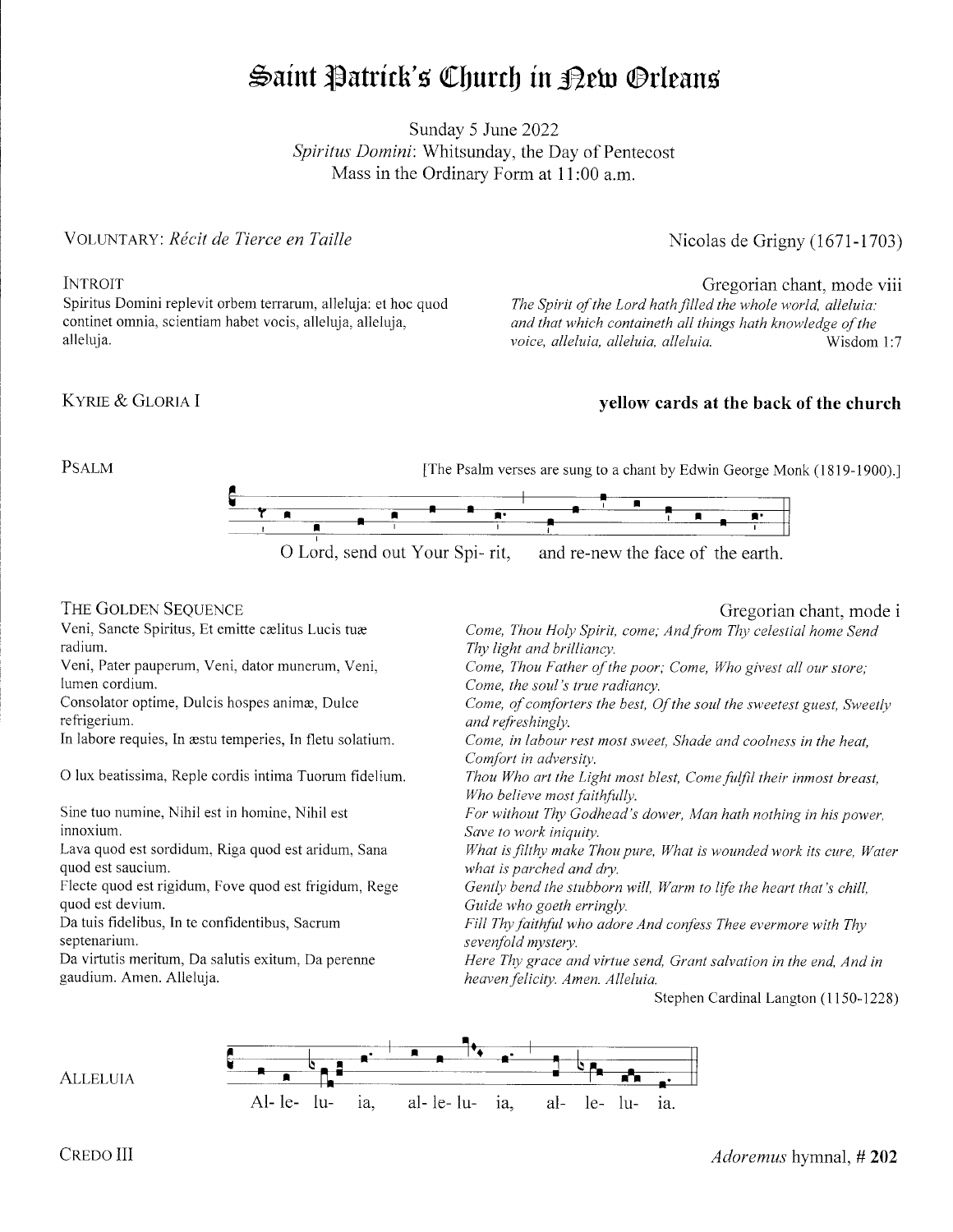# Saint Patrick's Church in New Orleans

Sunday 5 June 2022
*Spiritus Domini*: Whitsunday, the Day of Pentecost
Mass in the Ordinary Form at 11:00 a.m.

VOLUNTARY: *Récit de Tierce en Taille* — Nicolas de Grigny (1671-1703)

INTROIT — Gregorian chant, mode viii

Spiritus Domini replevit orbem terrarum, alleluja: et hoc quod continet omnia, scientiam habet vocis, alleluja, alleluja, alleluja.

*The Spirit of the Lord hath filled the whole world, alleluia: and that which containeth all things hath knowledge of the voice, alleluia, alleluia, alleluia.* Wisdom 1:7

KYRIE & GLORIA I — **yellow cards at the back of the church**

PSALM — [The Psalm verses are sung to a chant by Edwin George Monk (1819-1900).]

O Lord, send out Your Spi- rit, and re-new the face of the earth.

THE GOLDEN SEQUENCE — Gregorian chant, mode i

Veni, Sancte Spiritus, Et emitte cælitus Lucis tuæ radium.
Veni, Pater pauperum, Veni, dator munerum, Veni, lumen cordium.
Consolator optime, Dulcis hospes animæ, Dulce refrigerium.
In labore requies, In æstu temperies, In fletu solatium.
O lux beatissima, Reple cordis intima Tuorum fidelium.
Sine tuo numine, Nihil est in homine, Nihil est innoxium.
Lava quod est sordidum, Riga quod est aridum, Sana quod est saucium.
Flecte quod est rigidum, Fove quod est frigidum, Rege quod est devium.
Da tuis fidelibus, In te confidentibus, Sacrum septenarium.
Da virtutis meritum, Da salutis exitum, Da perenne gaudium. Amen. Alleluja.

*Come, Thou Holy Spirit, come; And from Thy celestial home Send Thy light and brilliancy.*
*Come, Thou Father of the poor; Come, Who givest all our store; Come, the soul's true radiancy.*
*Come, of comforters the best, Of the soul the sweetest guest, Sweetly and refreshingly.*
*Come, in labour rest most sweet, Shade and coolness in the heat, Comfort in adversity.*
*Thou Who art the Light most blest, Come fulfil their inmost breast, Who believe most faithfully.*
*For without Thy Godhead's dower, Man hath nothing in his power, Save to work iniquity.*
*What is filthy make Thou pure, What is wounded work its cure, Water what is parched and dry.*
*Gently bend the stubborn will, Warm to life the heart that's chill, Guide who goeth erringly.*
*Fill Thy faithful who adore And confess Thee evermore with Thy sevenfold mystery.*
*Here Thy grace and virtue send, Grant salvation in the end, And in heaven felicity. Amen. Alleluia.*

Stephen Cardinal Langton (1150-1228)

ALLELUIA

Al- le- lu- ia, al- le- lu- ia, al- le- lu- ia.

CREDO III — *Adoremus* hymnal, # **202**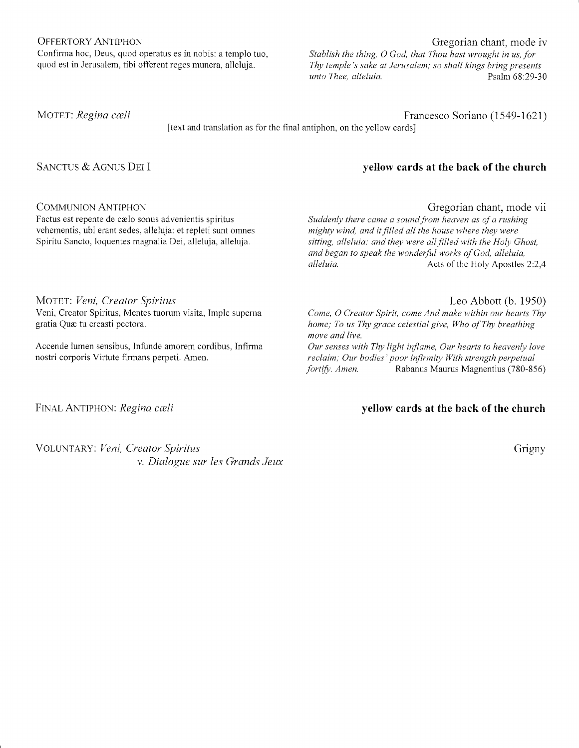Offertory Antiphon — Gregorian chant, mode iv

Confirma hoc, Deus, quod operatus es in nobis: a templo tuo, quod est in Jerusalem, tibi offerent reges munera, alleluja.

*Stablish the thing, O God, that Thou hast wrought in us, for Thy temple's sake at Jerusalem; so shall kings bring presents unto Thee, alleluia.* Psalm 68:29-30

Motet: *Regina cœli* — Francesco Soriano (1549-1621)

[text and translation as for the final antiphon, on the yellow cards]

Sanctus & Agnus Dei I — **yellow cards at the back of the church**

Communion Antiphon — Gregorian chant, mode vii

Factus est repente de cælo sonus advenientis spiritus vehementis, ubi erant sedes, alleluja: et repleti sunt omnes Spiritu Sancto, loquentes magnalia Dei, alleluja, alleluja.

*Suddenly there came a sound from heaven as of a rushing mighty wind, and it filled all the house where they were sitting, alleluia: and they were all filled with the Holy Ghost, and began to speak the wonderful works of God, alleluia, alleluia.* Acts of the Holy Apostles 2:2,4

Motet: *Veni, Creator Spiritus* — Leo Abbott (b. 1950)

Veni, Creator Spiritus, Mentes tuorum visita, Imple superna gratia Quæ tu creasti pectora.

Accende lumen sensibus, Infunde amorem cordibus, Infirma nostri corporis Virtute firmans perpeti. Amen.

*Come, O Creator Spirit, come And make within our hearts Thy home; To us Thy grace celestial give, Who of Thy breathing move and live.*

*Our senses with Thy light inflame, Our hearts to heavenly love reclaim; Our bodies' poor infirmity With strength perpetual fortify. Amen.* Rabanus Maurus Magnentius (780-856)

Final Antiphon: *Regina cœli* — **yellow cards at the back of the church**

Voluntary: *Veni, Creator Spiritus* — Grigny

*v. Dialogue sur les Grands Jeux*